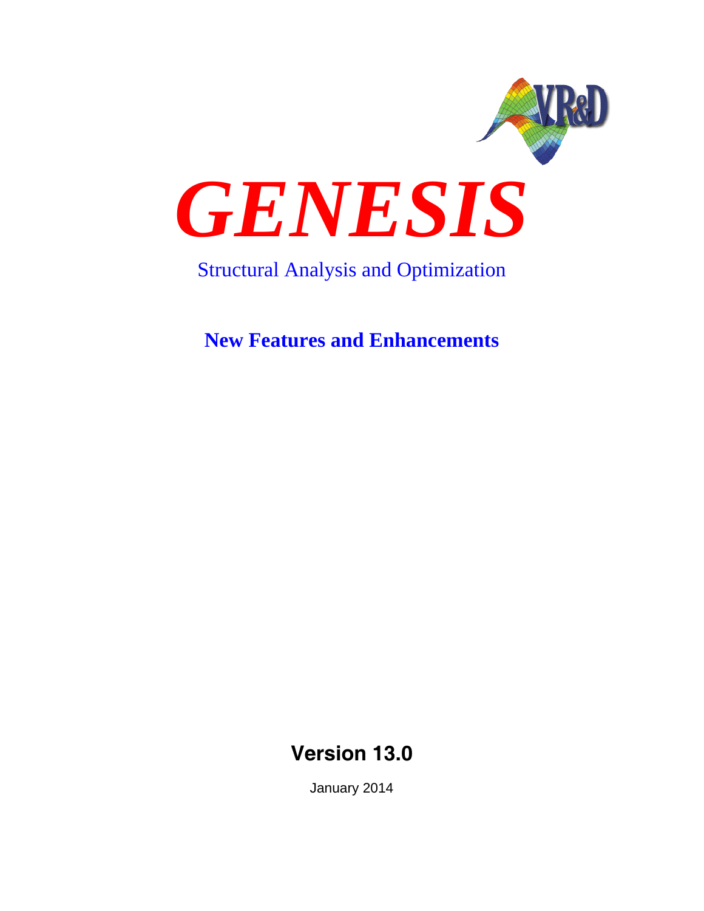# *GENESIS*

Structural Analysis and Optimization

## New Features and Enhancements

**Version 13.0**

January 2014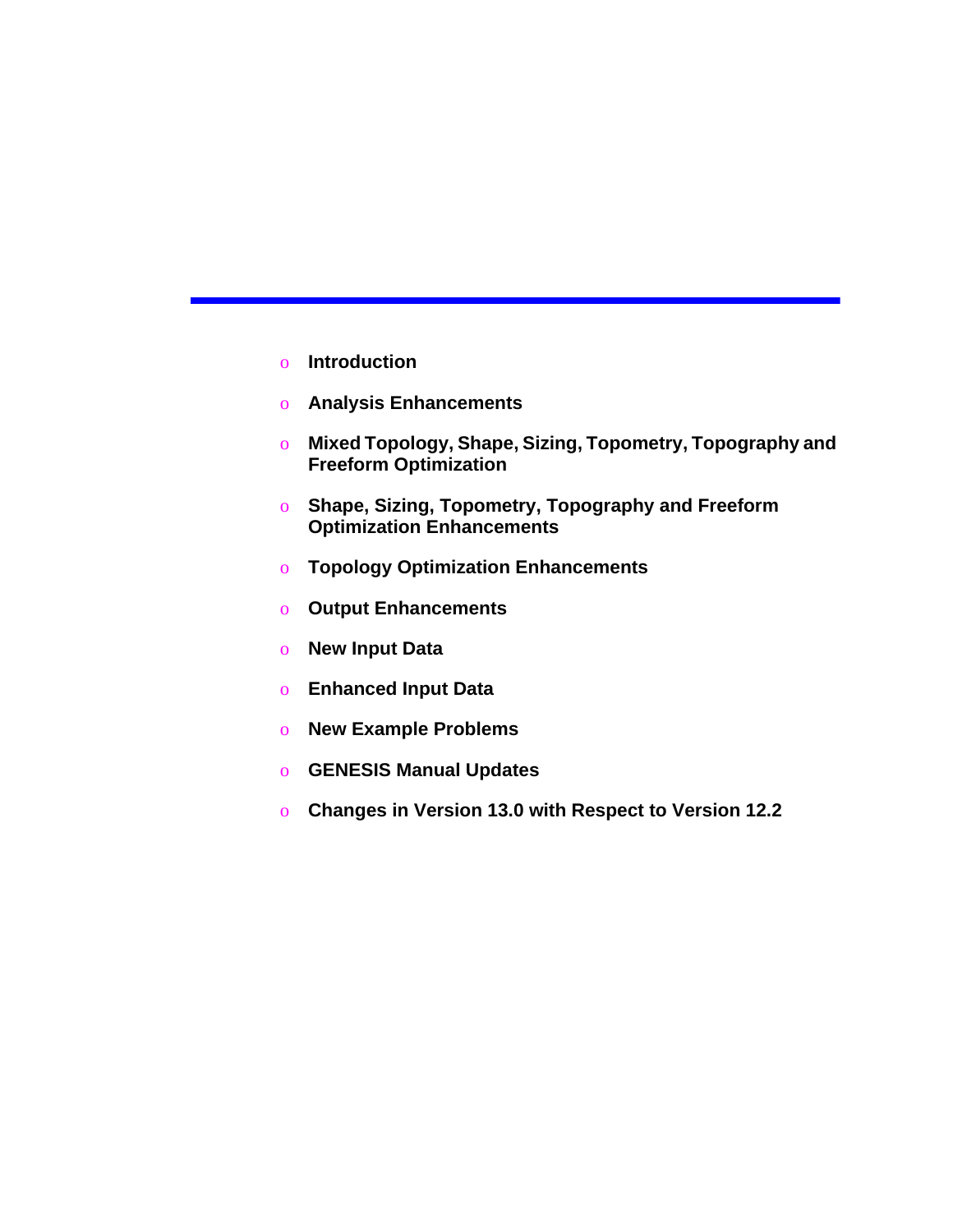- **Introduction**
- **Analysis Enhancements**
- **Mixed Topology, Shape, Sizing, Topometry, Topography and Freeform Optimization**
- **Shape, Sizing, Topometry, Topography and Freeform Optimization Enhancements**
- **Topology Optimization Enhancements**
- **Output Enhancements**
- **New Input Data**
- **Enhanced Input Data**
- **New Example Problems**
- **GENESIS Manual Updates**
- **Changes in Version 13.0 with Respect to Version 12.2**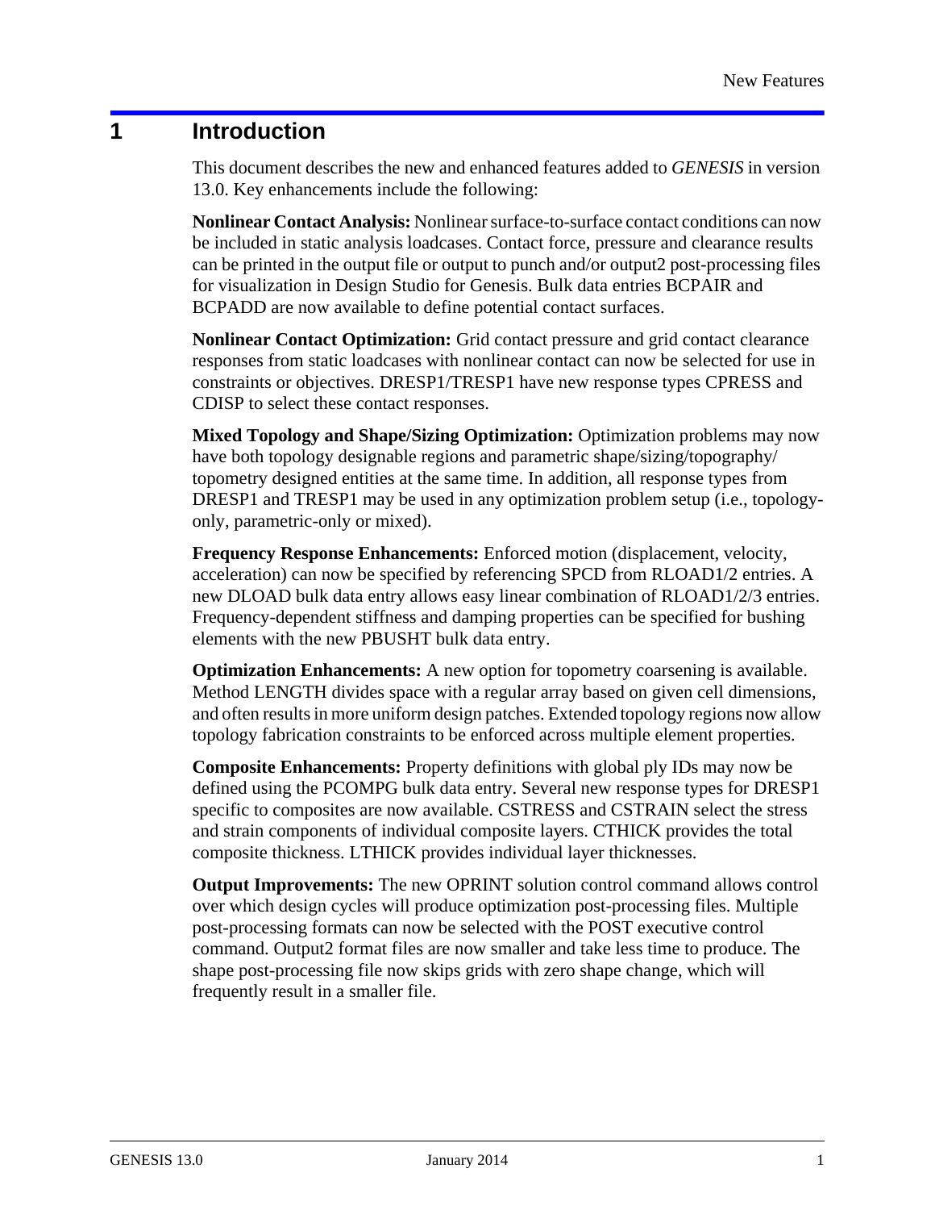# 1 Introduction

This document describes the new and enhanced features added to *GENESIS* in version 13.0. Key enhancements include the following:

**Nonlinear Contact Analysis:** Nonlinear surface-to-surface contact conditions can now be included in static analysis loadcases. Contact force, pressure and clearance results can be printed in the output file or output to punch and/or output2 post-processing files for visualization in Design Studio for Genesis. Bulk data entries BCPAIR and BCPADD are now available to define potential contact surfaces.

**Nonlinear Contact Optimization:** Grid contact pressure and grid contact clearance responses from static loadcases with nonlinear contact can now be selected for use in constraints or objectives. DRESP1/TRESP1 have new response types CPRESS and CDISP to select these contact responses.

**Mixed Topology and Shape/Sizing Optimization:** Optimization problems may now have both topology designable regions and parametric shape/sizing/topography/topometry designed entities at the same time. In addition, all response types from DRESP1 and TRESP1 may be used in any optimization problem setup (i.e., topology-only, parametric-only or mixed).

**Frequency Response Enhancements:** Enforced motion (displacement, velocity, acceleration) can now be specified by referencing SPCD from RLOAD1/2 entries. A new DLOAD bulk data entry allows easy linear combination of RLOAD1/2/3 entries. Frequency-dependent stiffness and damping properties can be specified for bushing elements with the new PBUSHT bulk data entry.

**Optimization Enhancements:** A new option for topometry coarsening is available. Method LENGTH divides space with a regular array based on given cell dimensions, and often results in more uniform design patches. Extended topology regions now allow topology fabrication constraints to be enforced across multiple element properties.

**Composite Enhancements:** Property definitions with global ply IDs may now be defined using the PCOMPG bulk data entry. Several new response types for DRESP1 specific to composites are now available. CSTRESS and CSTRAIN select the stress and strain components of individual composite layers. CTHICK provides the total composite thickness. LTHICK provides individual layer thicknesses.

**Output Improvements:** The new OPRINT solution control command allows control over which design cycles will produce optimization post-processing files. Multiple post-processing formats can now be selected with the POST executive control command. Output2 format files are now smaller and take less time to produce. The shape post-processing file now skips grids with zero shape change, which will frequently result in a smaller file.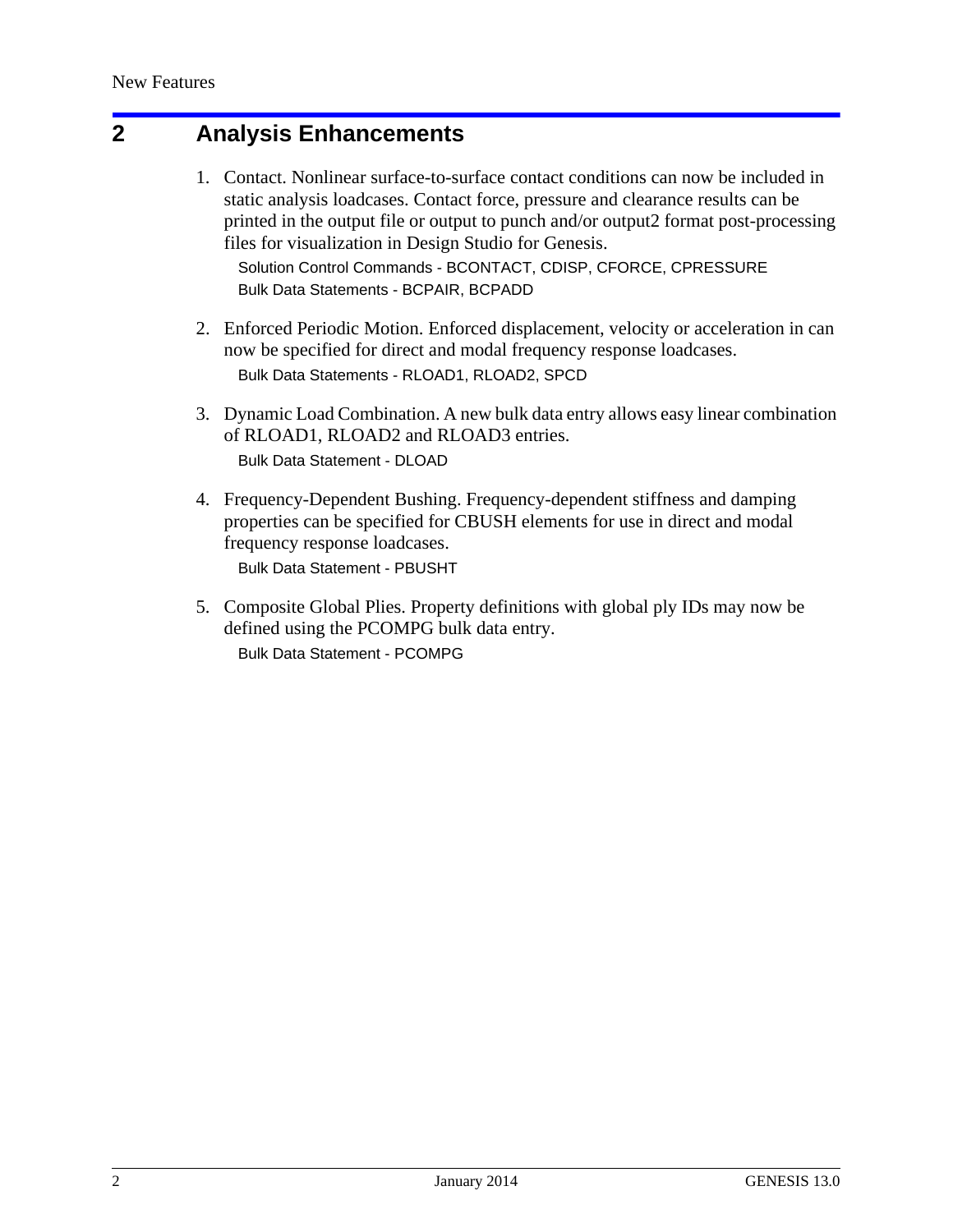# 2 Analysis Enhancements

1. Contact. Nonlinear surface-to-surface contact conditions can now be included in static analysis loadcases. Contact force, pressure and clearance results can be printed in the output file or output to punch and/or output2 format post-processing files for visualization in Design Studio for Genesis.

   Solution Control Commands - BCONTACT, CDISP, CFORCE, CPRESSURE
   Bulk Data Statements - BCPAIR, BCPADD

2. Enforced Periodic Motion. Enforced displacement, velocity or acceleration in can now be specified for direct and modal frequency response loadcases.

   Bulk Data Statements - RLOAD1, RLOAD2, SPCD

3. Dynamic Load Combination. A new bulk data entry allows easy linear combination of RLOAD1, RLOAD2 and RLOAD3 entries.

   Bulk Data Statement - DLOAD

4. Frequency-Dependent Bushing. Frequency-dependent stiffness and damping properties can be specified for CBUSH elements for use in direct and modal frequency response loadcases.

   Bulk Data Statement - PBUSHT

5. Composite Global Plies. Property definitions with global ply IDs may now be defined using the PCOMPG bulk data entry.

   Bulk Data Statement - PCOMPG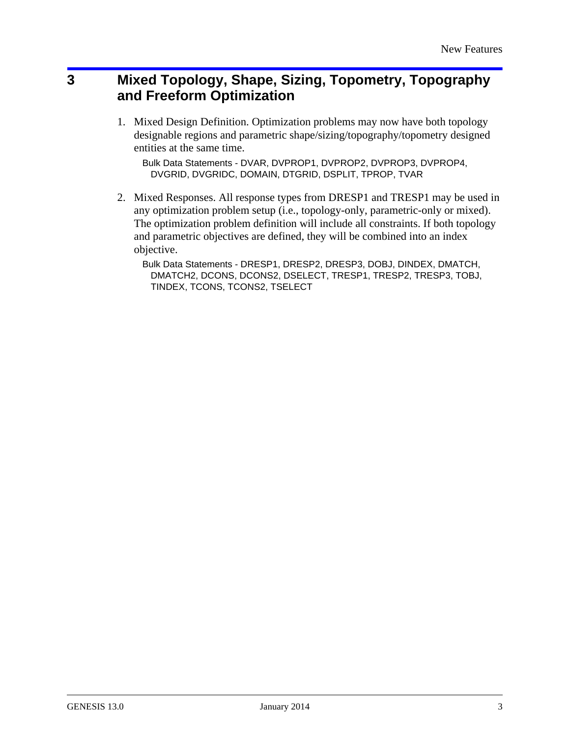# 3 Mixed Topology, Shape, Sizing, Topometry, Topography and Freeform Optimization

1. Mixed Design Definition. Optimization problems may now have both topology designable regions and parametric shape/sizing/topography/topometry designed entities at the same time.

   Bulk Data Statements - DVAR, DVPROP1, DVPROP2, DVPROP3, DVPROP4, DVGRID, DVGRIDC, DOMAIN, DTGRID, DSPLIT, TPROP, TVAR

2. Mixed Responses. All response types from DRESP1 and TRESP1 may be used in any optimization problem setup (i.e., topology-only, parametric-only or mixed). The optimization problem definition will include all constraints. If both topology and parametric objectives are defined, they will be combined into an index objective.

   Bulk Data Statements - DRESP1, DRESP2, DRESP3, DOBJ, DINDEX, DMATCH, DMATCH2, DCONS, DCONS2, DSELECT, TRESP1, TRESP2, TRESP3, TOBJ, TINDEX, TCONS, TCONS2, TSELECT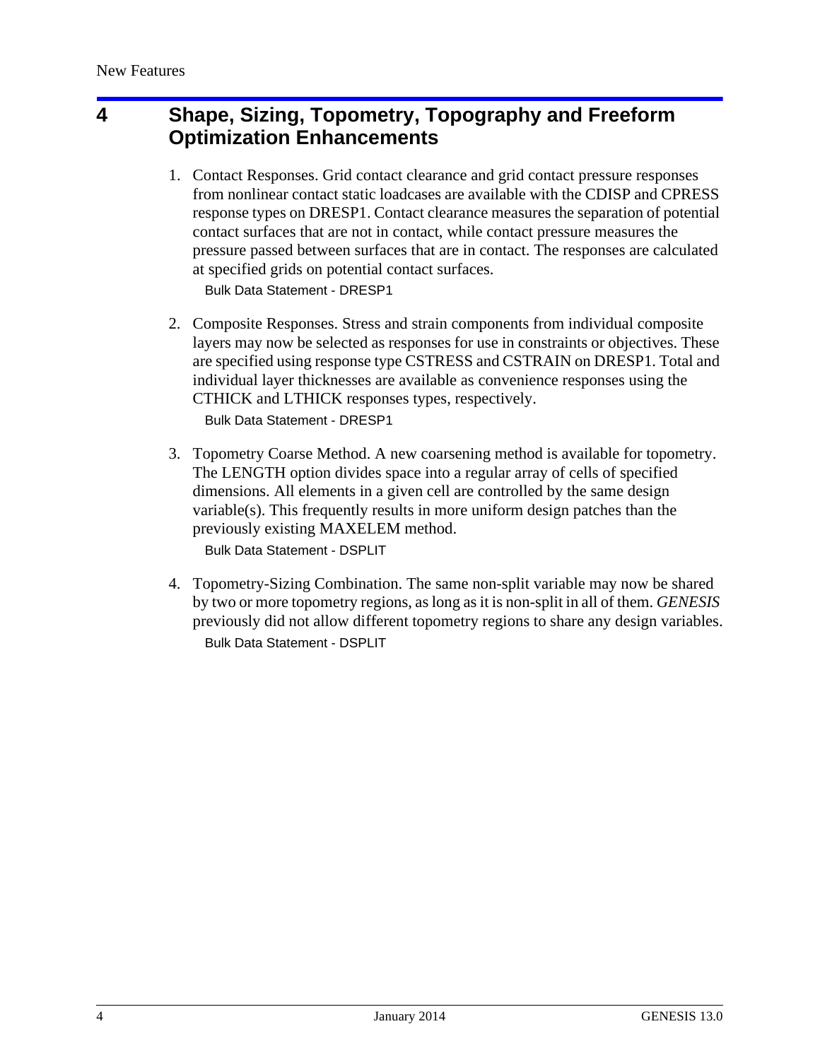# 4 Shape, Sizing, Topometry, Topography and Freeform Optimization Enhancements

1. Contact Responses. Grid contact clearance and grid contact pressure responses from nonlinear contact static loadcases are available with the CDISP and CPRESS response types on DRESP1. Contact clearance measures the separation of potential contact surfaces that are not in contact, while contact pressure measures the pressure passed between surfaces that are in contact. The responses are calculated at specified grids on potential contact surfaces.

   Bulk Data Statement - DRESP1

2. Composite Responses. Stress and strain components from individual composite layers may now be selected as responses for use in constraints or objectives. These are specified using response type CSTRESS and CSTRAIN on DRESP1. Total and individual layer thicknesses are available as convenience responses using the CTHICK and LTHICK responses types, respectively.

   Bulk Data Statement - DRESP1

3. Topometry Coarse Method. A new coarsening method is available for topometry. The LENGTH option divides space into a regular array of cells of specified dimensions. All elements in a given cell are controlled by the same design variable(s). This frequently results in more uniform design patches than the previously existing MAXELEM method.

   Bulk Data Statement - DSPLIT

4. Topometry-Sizing Combination. The same non-split variable may now be shared by two or more topometry regions, as long as it is non-split in all of them. *GENESIS* previously did not allow different topometry regions to share any design variables.

   Bulk Data Statement - DSPLIT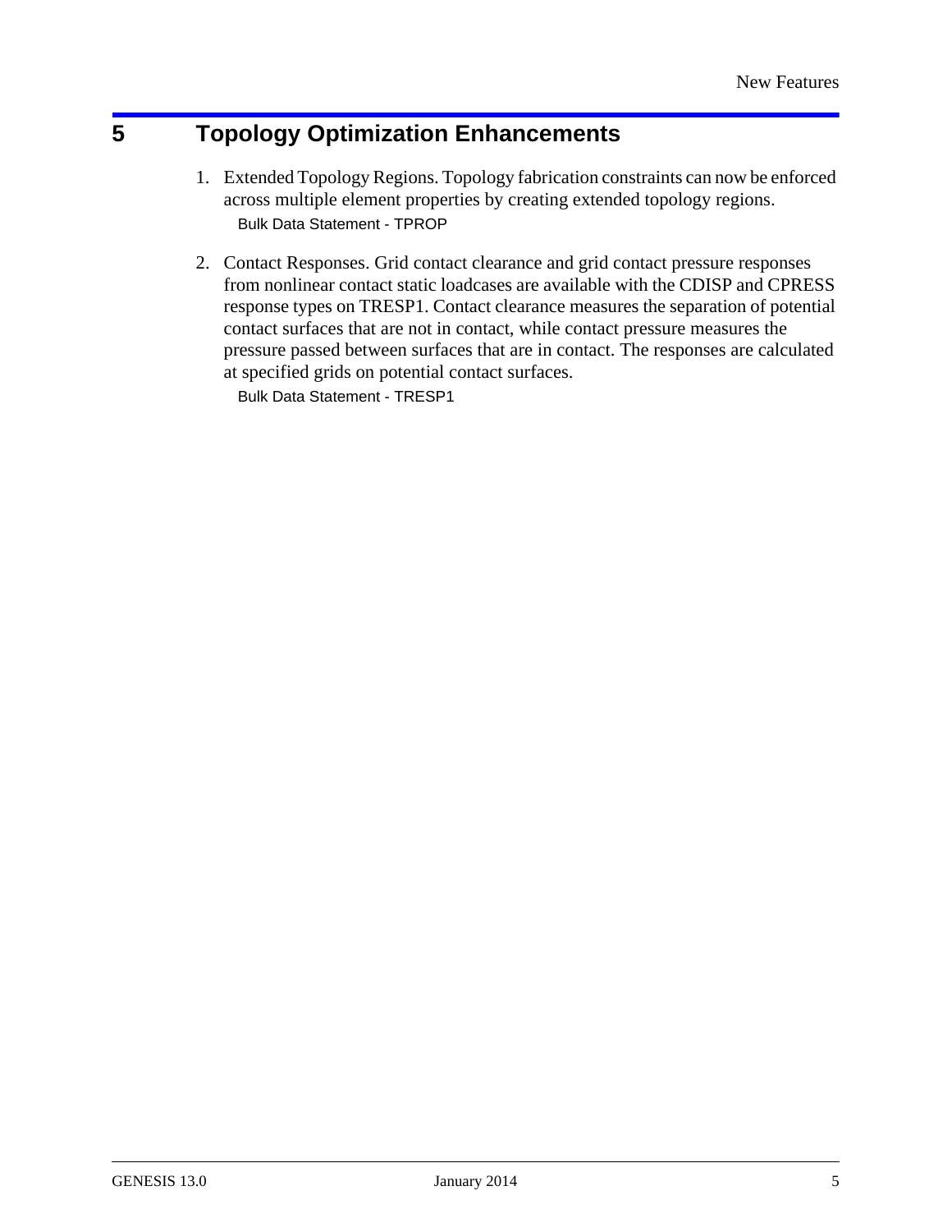# 5 Topology Optimization Enhancements

1. Extended Topology Regions. Topology fabrication constraints can now be enforced across multiple element properties by creating extended topology regions.
   Bulk Data Statement - TPROP

2. Contact Responses. Grid contact clearance and grid contact pressure responses from nonlinear contact static loadcases are available with the CDISP and CPRESS response types on TRESP1. Contact clearance measures the separation of potential contact surfaces that are not in contact, while contact pressure measures the pressure passed between surfaces that are in contact. The responses are calculated at specified grids on potential contact surfaces.
   Bulk Data Statement - TRESP1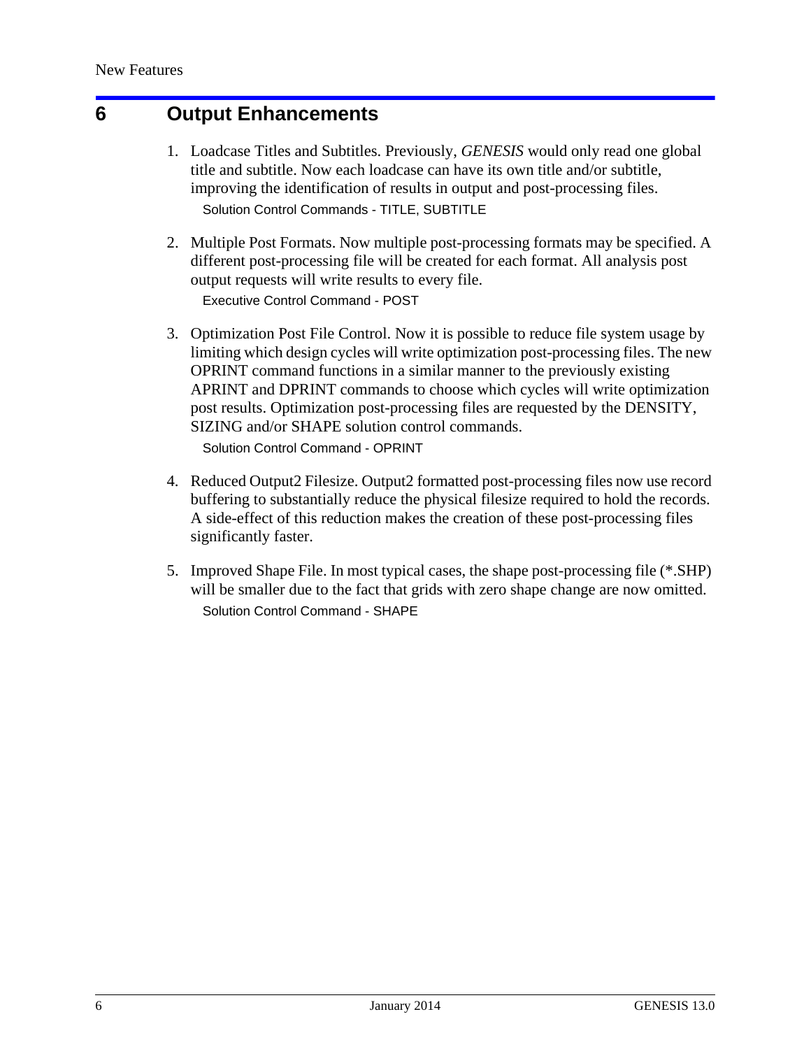# 6 Output Enhancements

1. Loadcase Titles and Subtitles. Previously, *GENESIS* would only read one global title and subtitle. Now each loadcase can have its own title and/or subtitle, improving the identification of results in output and post-processing files.

   Solution Control Commands - TITLE, SUBTITLE

2. Multiple Post Formats. Now multiple post-processing formats may be specified. A different post-processing file will be created for each format. All analysis post output requests will write results to every file.

   Executive Control Command - POST

3. Optimization Post File Control. Now it is possible to reduce file system usage by limiting which design cycles will write optimization post-processing files. The new OPRINT command functions in a similar manner to the previously existing APRINT and DPRINT commands to choose which cycles will write optimization post results. Optimization post-processing files are requested by the DENSITY, SIZING and/or SHAPE solution control commands.

   Solution Control Command - OPRINT

4. Reduced Output2 Filesize. Output2 formatted post-processing files now use record buffering to substantially reduce the physical filesize required to hold the records. A side-effect of this reduction makes the creation of these post-processing files significantly faster.

5. Improved Shape File. In most typical cases, the shape post-processing file (*.SHP) will be smaller due to the fact that grids with zero shape change are now omitted.

   Solution Control Command - SHAPE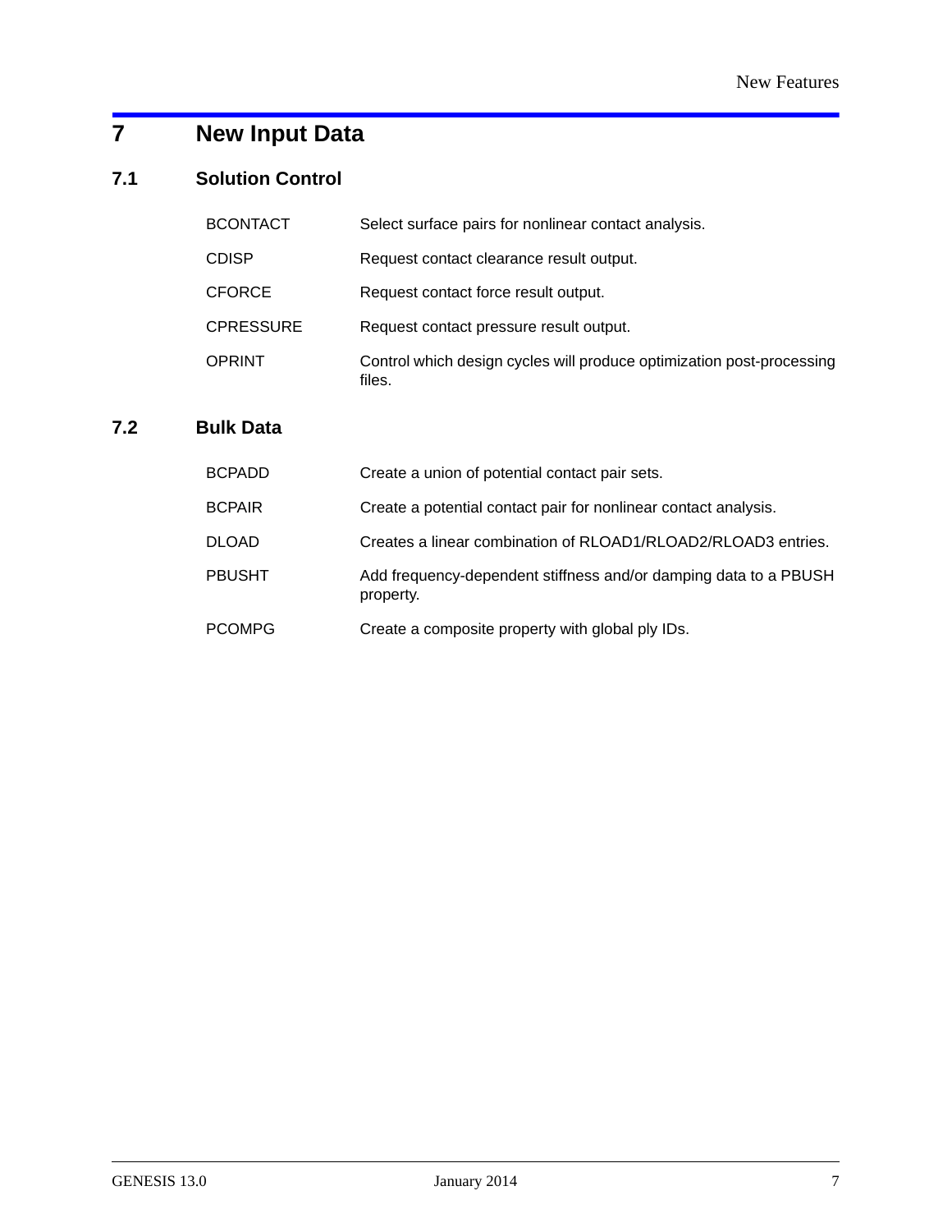# 7 New Input Data

## 7.1 Solution Control

| | |
|---|---|
| BCONTACT | Select surface pairs for nonlinear contact analysis. |
| CDISP | Request contact clearance result output. |
| CFORCE | Request contact force result output. |
| CPRESSURE | Request contact pressure result output. |
| OPRINT | Control which design cycles will produce optimization post-processing files. |

## 7.2 Bulk Data

| | |
|---|---|
| BCPADD | Create a union of potential contact pair sets. |
| BCPAIR | Create a potential contact pair for nonlinear contact analysis. |
| DLOAD | Creates a linear combination of RLOAD1/RLOAD2/RLOAD3 entries. |
| PBUSHT | Add frequency-dependent stiffness and/or damping data to a PBUSH property. |
| PCOMPG | Create a composite property with global ply IDs. |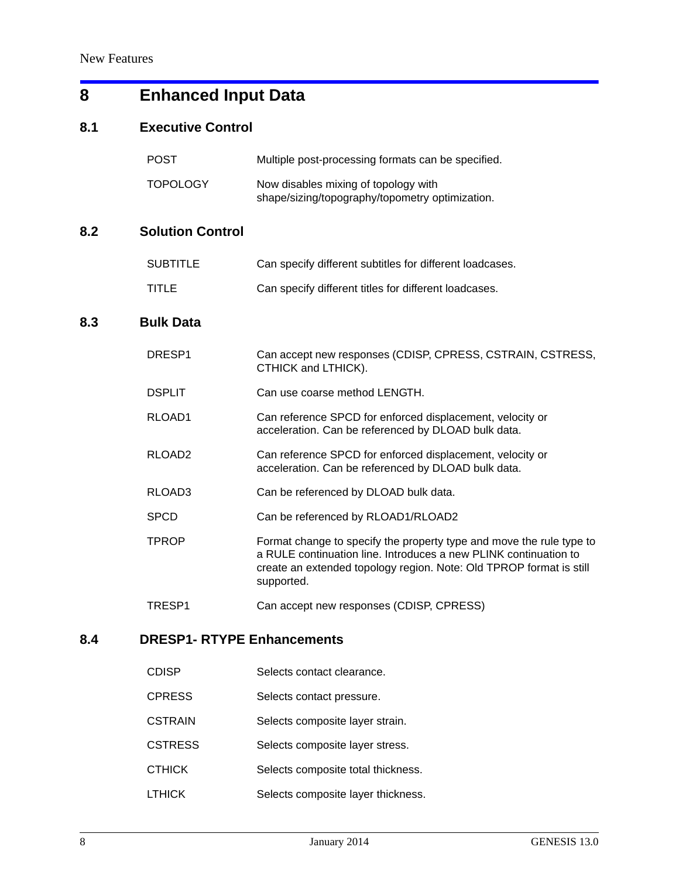# 8 Enhanced Input Data

## 8.1 Executive Control

| | |
|---|---|
| POST | Multiple post-processing formats can be specified. |
| TOPOLOGY | Now disables mixing of topology with shape/sizing/topography/topometry optimization. |

## 8.2 Solution Control

| | |
|---|---|
| SUBTITLE | Can specify different subtitles for different loadcases. |
| TITLE | Can specify different titles for different loadcases. |

## 8.3 Bulk Data

| | |
|---|---|
| DRESP1 | Can accept new responses (CDISP, CPRESS, CSTRAIN, CSTRESS, CTHICK and LTHICK). |
| DSPLIT | Can use coarse method LENGTH. |
| RLOAD1 | Can reference SPCD for enforced displacement, velocity or acceleration. Can be referenced by DLOAD bulk data. |
| RLOAD2 | Can reference SPCD for enforced displacement, velocity or acceleration. Can be referenced by DLOAD bulk data. |
| RLOAD3 | Can be referenced by DLOAD bulk data. |
| SPCD | Can be referenced by RLOAD1/RLOAD2 |
| TPROP | Format change to specify the property type and move the rule type to a RULE continuation line. Introduces a new PLINK continuation to create an extended topology region. Note: Old TPROP format is still supported. |
| TRESP1 | Can accept new responses (CDISP, CPRESS) |

## 8.4 DRESP1- RTYPE Enhancements

| | |
|---|---|
| CDISP | Selects contact clearance. |
| CPRESS | Selects contact pressure. |
| CSTRAIN | Selects composite layer strain. |
| CSTRESS | Selects composite layer stress. |
| CTHICK | Selects composite total thickness. |
| LTHICK | Selects composite layer thickness. |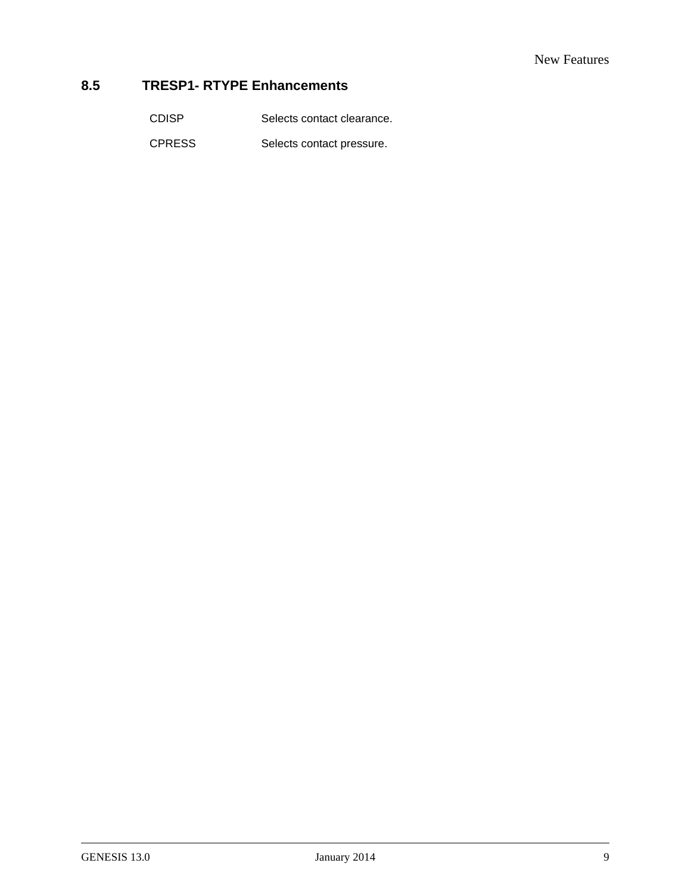## 8.5 TRESP1- RTYPE Enhancements

| | |
|---|---|
| CDISP | Selects contact clearance. |
| CPRESS | Selects contact pressure. |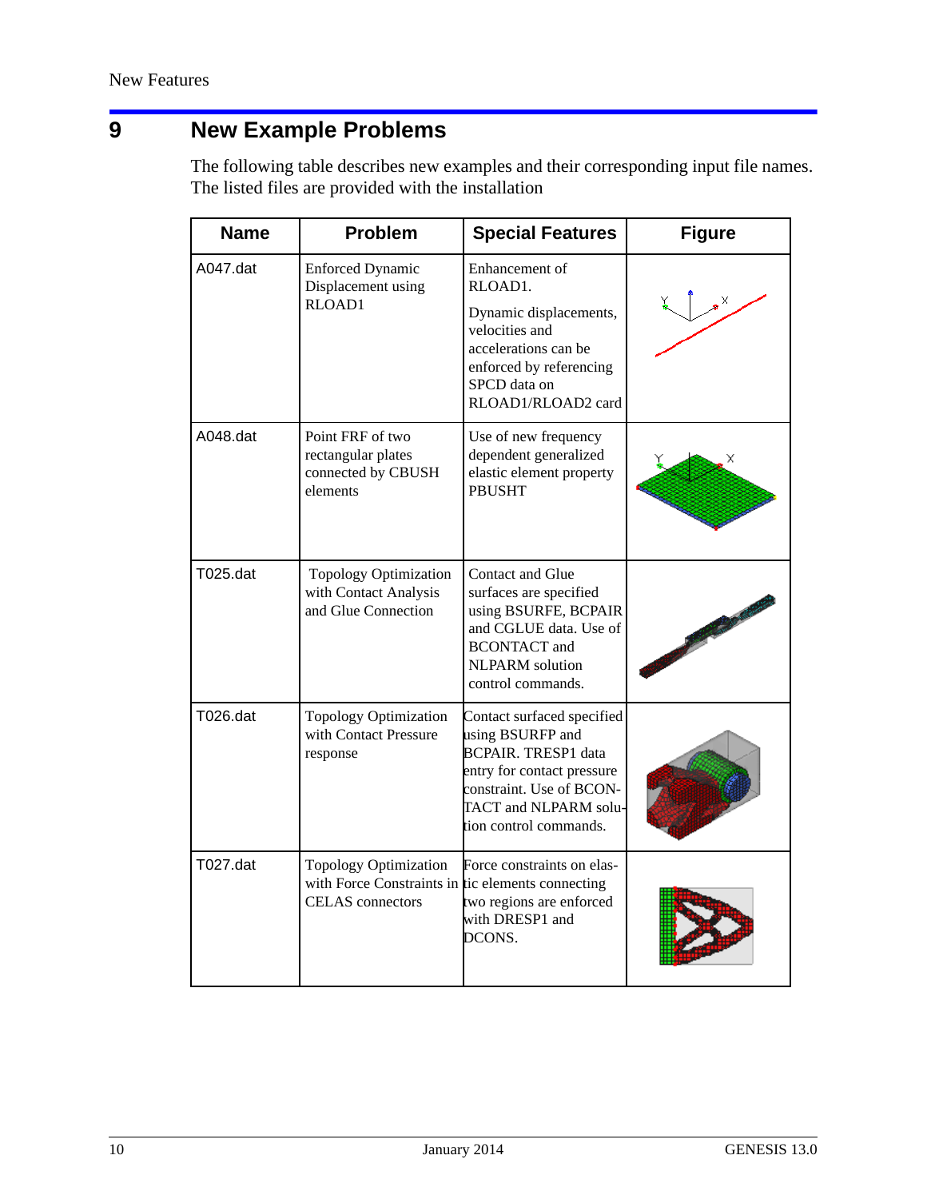# 9 New Example Problems

The following table describes new examples and their corresponding input file names. The listed files are provided with the installation

| Name | Problem | Special Features | Figure |
|---|---|---|---|
| A047.dat | Enforced Dynamic Displacement using RLOAD1 | Enhancement of RLOAD1. Dynamic displacements, velocities and accelerations can be enforced by referencing SPCD data on RLOAD1/RLOAD2 card | |
| A048.dat | Point FRF of two rectangular plates connected by CBUSH elements | Use of new frequency dependent generalized elastic element property PBUSHT | |
| T025.dat | Topology Optimization with Contact Analysis and Glue Connection | Contact and Glue surfaces are specified using BSURFE, BCPAIR and CGLUE data. Use of BCONTACT and NLPARM solution control commands. | |
| T026.dat | Topology Optimization with Contact Pressure response | Contact surfaced specified using BSURFP and BCPAIR. TRESP1 data entry for contact pressure constraint. Use of BCONTACT and NLPARM solution control commands. | |
| T027.dat | Topology Optimization with Force Constraints in CELAS connectors | Force constraints on elastic elements connecting two regions are enforced with DRESP1 and DCONS. | |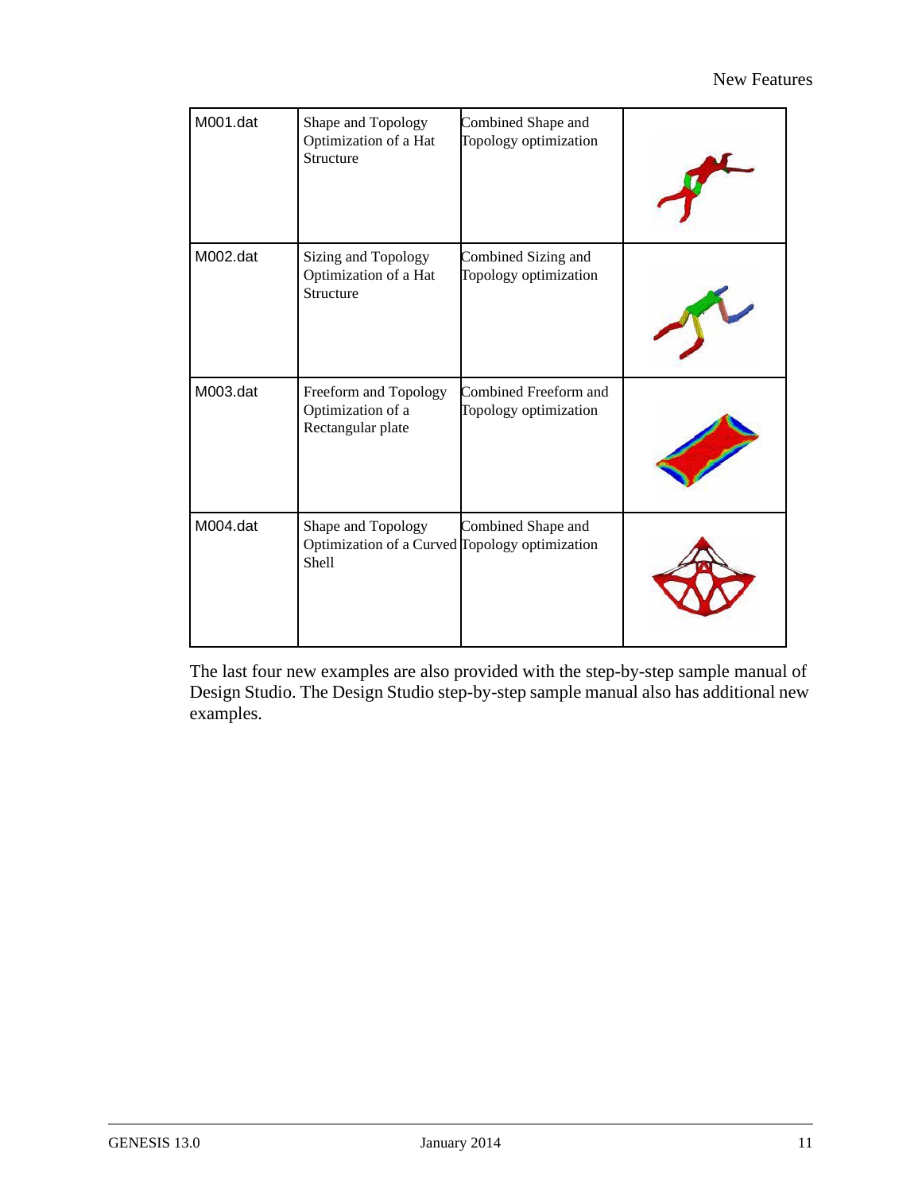| M001.dat | Shape and Topology Optimization of a Hat Structure | Combined Shape and Topology optimization | |
|---|---|---|---|
| M002.dat | Sizing and Topology Optimization of a Hat Structure | Combined Sizing and Topology optimization | |
| M003.dat | Freeform and Topology Optimization of a Rectangular plate | Combined Freeform and Topology optimization | |
| M004.dat | Shape and Topology Optimization of a Curved Shell | Combined Shape and Topology optimization | |

The last four new examples are also provided with the step-by-step sample manual of Design Studio. The Design Studio step-by-step sample manual also has additional new examples.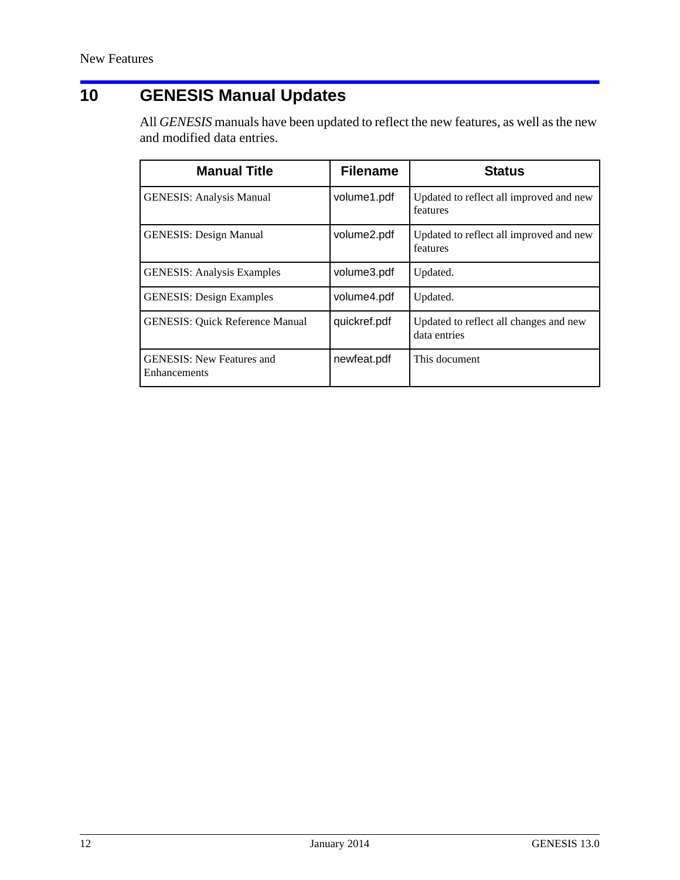## 10 GENESIS Manual Updates

All *GENESIS* manuals have been updated to reflect the new features, as well as the new and modified data entries.

| Manual Title | Filename | Status |
|---|---|---|
| GENESIS: Analysis Manual | volume1.pdf | Updated to reflect all improved and new features |
| GENESIS: Design Manual | volume2.pdf | Updated to reflect all improved and new features |
| GENESIS: Analysis Examples | volume3.pdf | Updated. |
| GENESIS: Design Examples | volume4.pdf | Updated. |
| GENESIS: Quick Reference Manual | quickref.pdf | Updated to reflect all changes and new data entries |
| GENESIS: New Features and Enhancements | newfeat.pdf | This document |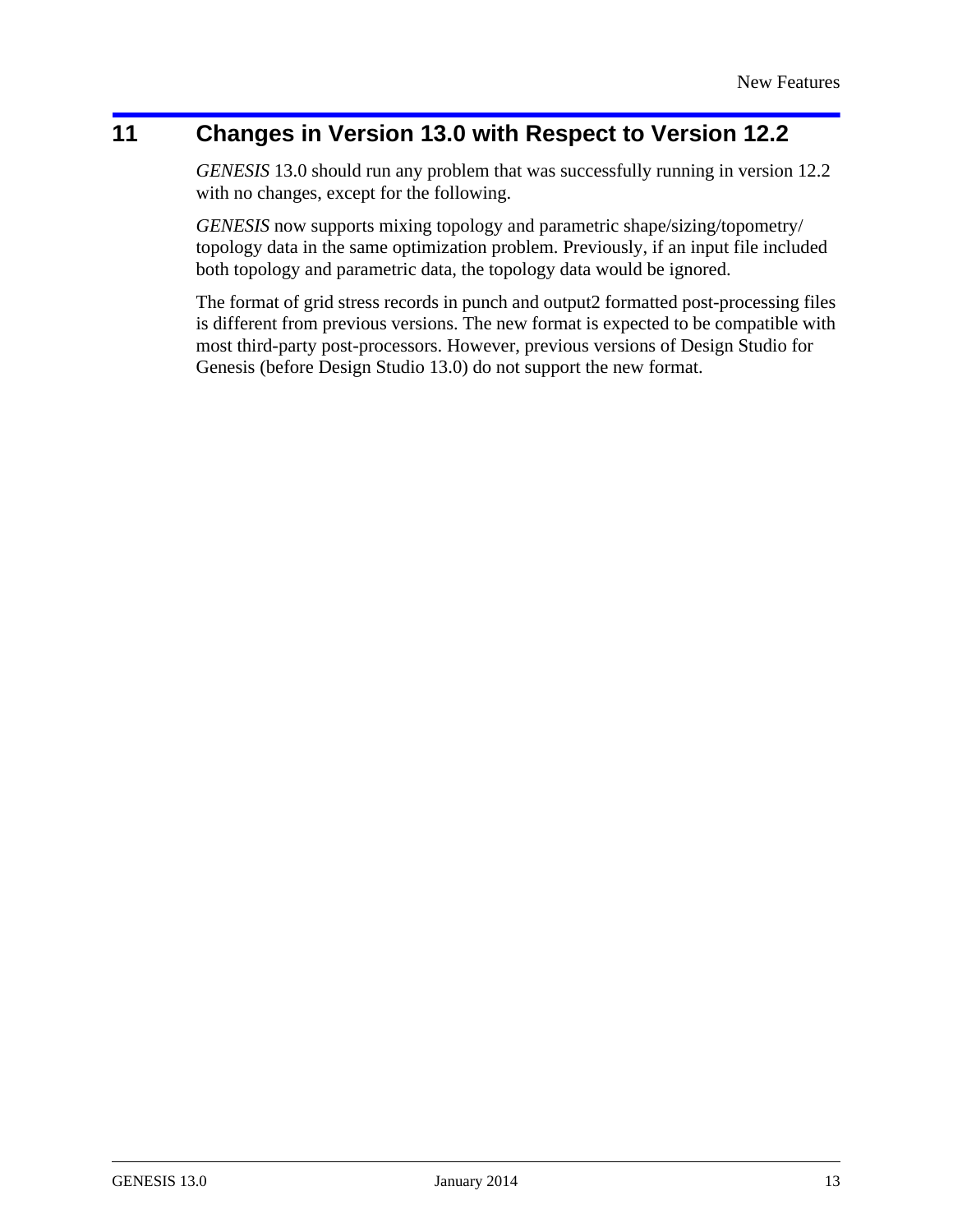# 11 Changes in Version 13.0 with Respect to Version 12.2

*GENESIS* 13.0 should run any problem that was successfully running in version 12.2 with no changes, except for the following.

*GENESIS* now supports mixing topology and parametric shape/sizing/topometry/topology data in the same optimization problem. Previously, if an input file included both topology and parametric data, the topology data would be ignored.

The format of grid stress records in punch and output2 formatted post-processing files is different from previous versions. The new format is expected to be compatible with most third-party post-processors. However, previous versions of Design Studio for Genesis (before Design Studio 13.0) do not support the new format.